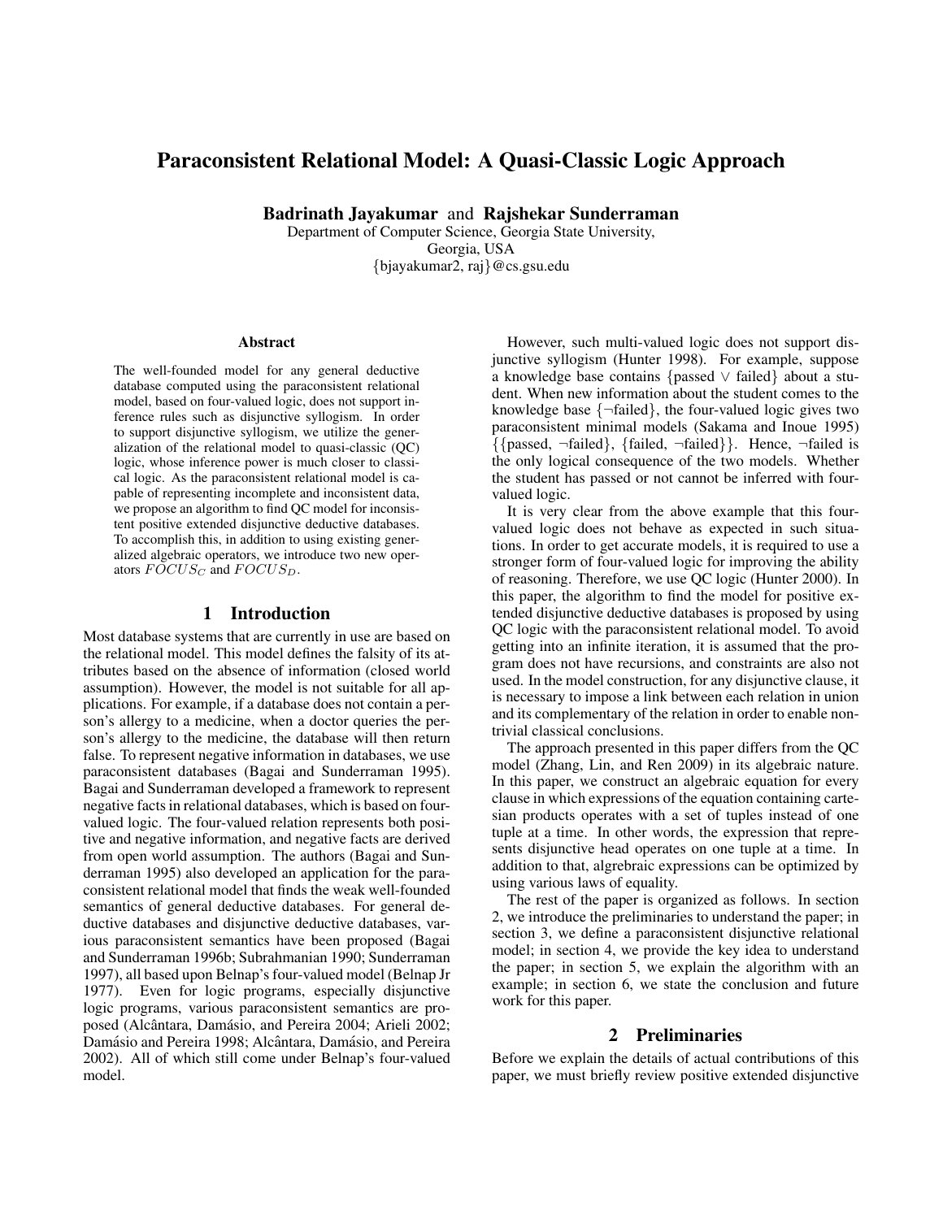# Paraconsistent Relational Model: A Quasi-Classic Logic Approach

**Badrinath Jayakumar** and **Rajshekar Sunderraman**

Department of Computer Science, Georgia State University,
Georgia, USA
{bjayakumar2, raj}@cs.gsu.edu

### Abstract

The well-founded model for any general deductive database computed using the paraconsistent relational model, based on four-valued logic, does not support inference rules such as disjunctive syllogism. In order to support disjunctive syllogism, we utilize the generalization of the relational model to quasi-classic (QC) logic, whose inference power is much closer to classical logic. As the paraconsistent relational model is capable of representing incomplete and inconsistent data, we propose an algorithm to find QC model for inconsistent positive extended disjunctive deductive databases. To accomplish this, in addition to using existing generalized algebraic operators, we introduce two new operators $FOCUS_C$ and $FOCUS_D$.

## 1 Introduction

Most database systems that are currently in use are based on the relational model. This model defines the falsity of its attributes based on the absence of information (closed world assumption). However, the model is not suitable for all applications. For example, if a database does not contain a person's allergy to a medicine, when a doctor queries the person's allergy to the medicine, the database will then return false. To represent negative information in databases, we use paraconsistent databases (Bagai and Sunderraman 1995). Bagai and Sunderraman developed a framework to represent negative facts in relational databases, which is based on four-valued logic. The four-valued relation represents both positive and negative information, and negative facts are derived from open world assumption. The authors (Bagai and Sunderraman 1995) also developed an application for the paraconsistent relational model that finds the weak well-founded semantics of general deductive databases. For general deductive databases and disjunctive deductive databases, various paraconsistent semantics have been proposed (Bagai and Sunderraman 1996b; Subrahmanian 1990; Sunderraman 1997), all based upon Belnap's four-valued model (Belnap Jr 1977). Even for logic programs, especially disjunctive logic programs, various paraconsistent semantics are proposed (Alcântara, Damásio, and Pereira 2004; Arieli 2002; Damásio and Pereira 1998; Alcântara, Damásio, and Pereira 2002). All of which still come under Belnap's four-valued model.

However, such multi-valued logic does not support disjunctive syllogism (Hunter 1998). For example, suppose a knowledge base contains {passed $\vee$ failed} about a student. When new information about the student comes to the knowledge base {$\neg$failed}, the four-valued logic gives two paraconsistent minimal models (Sakama and Inoue 1995) {{passed, $\neg$failed}, {failed, $\neg$failed}}. Hence, $\neg$failed is the only logical consequence of the two models. Whether the student has passed or not cannot be inferred with four-valued logic.

It is very clear from the above example that this four-valued logic does not behave as expected in such situations. In order to get accurate models, it is required to use a stronger form of four-valued logic for improving the ability of reasoning. Therefore, we use QC logic (Hunter 2000). In this paper, the algorithm to find the model for positive extended disjunctive deductive databases is proposed by using QC logic with the paraconsistent relational model. To avoid getting into an infinite iteration, it is assumed that the program does not have recursions, and constraints are also not used. In the model construction, for any disjunctive clause, it is necessary to impose a link between each relation in union and its complementary of the relation in order to enable nontrivial classical conclusions.

The approach presented in this paper differs from the QC model (Zhang, Lin, and Ren 2009) in its algebraic nature. In this paper, we construct an algebraic equation for every clause in which expressions of the equation containing cartesian products operates with a set of tuples instead of one tuple at a time. In other words, the expression that represents disjunctive head operates on one tuple at a time. In addition to that, algrebraic expressions can be optimized by using various laws of equality.

The rest of the paper is organized as follows. In section 2, we introduce the preliminaries to understand the paper; in section 3, we define a paraconsistent disjunctive relational model; in section 4, we provide the key idea to understand the paper; in section 5, we explain the algorithm with an example; in section 6, we state the conclusion and future work for this paper.

## 2 Preliminaries

Before we explain the details of actual contributions of this paper, we must briefly review positive extended disjunctive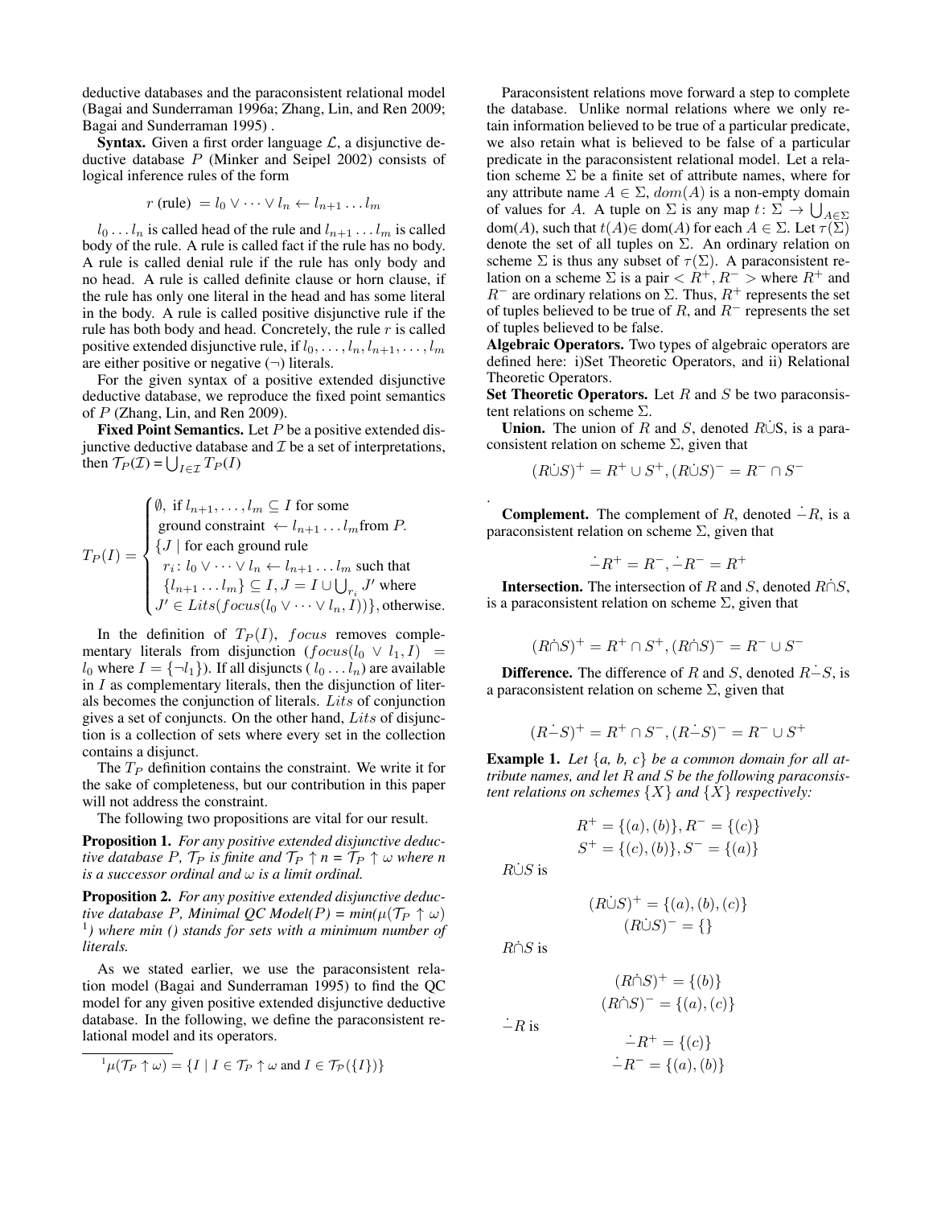deductive databases and the paraconsistent relational model (Bagai and Sunderraman 1996a; Zhang, Lin, and Ren 2009; Bagai and Sunderraman 1995) .

**Syntax.** Given a first order language $\mathcal{L}$, a disjunctive deductive database $P$ (Minker and Seipel 2002) consists of logical inference rules of the form

$$r \text{ (rule) } = l_0 \vee \cdots \vee l_n \leftarrow l_{n+1} \ldots l_m$$

$l_0 \ldots l_n$ is called head of the rule and $l_{n+1} \ldots l_m$ is called body of the rule. A rule is called fact if the rule has no body. A rule is called denial rule if the rule has only body and no head. A rule is called definite clause or horn clause, if the rule has only one literal in the head and has some literal in the body. A rule is called positive disjunctive rule if the rule has both body and head. Concretely, the rule $r$ is called positive extended disjunctive rule, if $l_0, \ldots, l_n, l_{n+1}, \ldots, l_m$ are either positive or negative ($\neg$) literals.

For the given syntax of a positive extended disjunctive deductive database, we reproduce the fixed point semantics of $P$ (Zhang, Lin, and Ren 2009).

**Fixed Point Semantics.** Let $P$ be a positive extended disjunctive deductive database and $\mathcal{I}$ be a set of interpretations, then $\mathcal{T}_P(\mathcal{I}) = \bigcup_{I \in \mathcal{I}} T_P(I)$

$$T_P(I) = \begin{cases} \emptyset, \text{ if } l_{n+1}, \ldots, l_m \subseteq I \text{ for some} \\ \quad \text{ground constraint } \leftarrow l_{n+1} \ldots l_m \text{from } P. \\ \{J \mid \text{for each ground rule} \\ \quad r_i \colon l_0 \vee \cdots \vee l_n \leftarrow l_{n+1} \ldots l_m \text{ such that} \\ \quad \{l_{n+1} \ldots l_m\} \subseteq I, J = I \cup \bigcup_{r_i} J' \text{ where} \\ \quad J' \in Lits(focus(l_0 \vee \cdots \vee l_n, I))\}, \text{otherwise.} \end{cases}$$

In the definition of $T_P(I)$, $focus$ removes complementary literals from disjunction ($focus(l_0 \vee l_1, I) = l_0$ where $I = \{\neg l_1\}$). If all disjuncts ( $l_0 \ldots l_n$) are available in $I$ as complementary literals, then the disjunction of literals becomes the conjunction of literals. $Lits$ of conjunction gives a set of conjuncts. On the other hand, $Lits$ of disjunction is a collection of sets where every set in the collection contains a disjunct.

The $T_P$ definition contains the constraint. We write it for the sake of completeness, but our contribution in this paper will not address the constraint.

The following two propositions are vital for our result.

**Proposition 1.** *For any positive extended disjunctive deductive database P, $\mathcal{T}_P$ is finite and $\mathcal{T}_P \uparrow n$ = $\mathcal{T}_P \uparrow \omega$ where n is a successor ordinal and $\omega$ is a limit ordinal.*

**Proposition 2.** *For any positive extended disjunctive deductive database P, Minimal QC Model(P) = min($\mu$($\mathcal{T}_P \uparrow \omega$)* [1]*) where min () stands for sets with a minimum number of literals.*

As we stated earlier, we use the paraconsistent relation model (Bagai and Sunderraman 1995) to find the QC model for any given positive extended disjunctive deductive database. In the following, we define the paraconsistent relational model and its operators.

[1] $\mu(\mathcal{T}_P \uparrow \omega) = \{I \mid I \in \mathcal{T}_P \uparrow \omega \text{ and } I \in \mathcal{T}_\mathcal{P}(\{I\})\}$

Paraconsistent relations move forward a step to complete the database. Unlike normal relations where we only retain information believed to be true of a particular predicate, we also retain what is believed to be false of a particular predicate in the paraconsistent relational model. Let a relation scheme $\Sigma$ be a finite set of attribute names, where for any attribute name $A \in \Sigma$, $dom(A)$ is a non-empty domain of values for $A$. A tuple on $\Sigma$ is any map $t \colon \Sigma \rightarrow \bigcup_{A \in \Sigma}$ dom($A$), such that $t(A) \in$ dom($A$) for each $A \in \Sigma$. Let $\tau(\Sigma)$ denote the set of all tuples on $\Sigma$. An ordinary relation on scheme $\Sigma$ is thus any subset of $\tau(\Sigma)$. A paraconsistent relation on a scheme $\Sigma$ is a pair $< R^+, R^- >$ where $R^+$ and $R^-$ are ordinary relations on $\Sigma$. Thus, $R^+$ represents the set of tuples believed to be true of $R$, and $R^-$ represents the set of tuples believed to be false.

**Algebraic Operators.** Two types of algebraic operators are defined here: i)Set Theoretic Operators, and ii) Relational Theoretic Operators.

**Set Theoretic Operators.** Let $R$ and $S$ be two paraconsistent relations on scheme $\Sigma$.

**Union.** The union of $R$ and $S$, denoted $R \dot{\cup} S$, is a paraconsistent relation on scheme $\Sigma$, given that

$$(R \dot{\cup} S)^+ = R^+ \cup S^+, (R \dot{\cup} S)^- = R^- \cap S^-$$

.

**Complement.** The complement of $R$, denoted $\dot{-}R$, is a paraconsistent relation on scheme $\Sigma$, given that

$$\dot{-}R^+ = R^-, \dot{-}R^- = R^+$$

**Intersection.** The intersection of $R$ and $S$, denoted $R \dot{\cap} S$, is a paraconsistent relation on scheme $\Sigma$, given that

$$(R \dot{\cap} S)^+ = R^+ \cap S^+, (R \dot{\cap} S)^- = R^- \cup S^-$$

**Difference.** The difference of $R$ and $S$, denoted $R \dot{-} S$, is a paraconsistent relation on scheme $\Sigma$, given that

$$(R \dot{-} S)^+ = R^+ \cap S^-, (R \dot{-} S)^- = R^- \cup S^+$$

**Example 1.** *Let {a, b, c} be a common domain for all attribute names, and let R and S be the following paraconsistent relations on schemes {X} and {X} respectively:*

$$R^+ = \{(a), (b)\}, R^- = \{(c)\}$$
$$S^+ = \{(c), (b)\}, S^- = \{(a)\}$$

$R \dot{\cup} S$ is

$$(R \dot{\cup} S)^+ = \{(a), (b), (c)\}$$
$$(R \dot{\cup} S)^- = \{\}$$

$R \dot{\cap} S$ is

$$(R \dot{\cap} S)^+ = \{(b)\}$$
$$(R \dot{\cap} S)^- = \{(a), (c)\}$$

$\dot{-}R$ is

$$\dot{-}R^+ = \{(c)\}$$
$$\dot{-}R^- = \{(a), (b)\}$$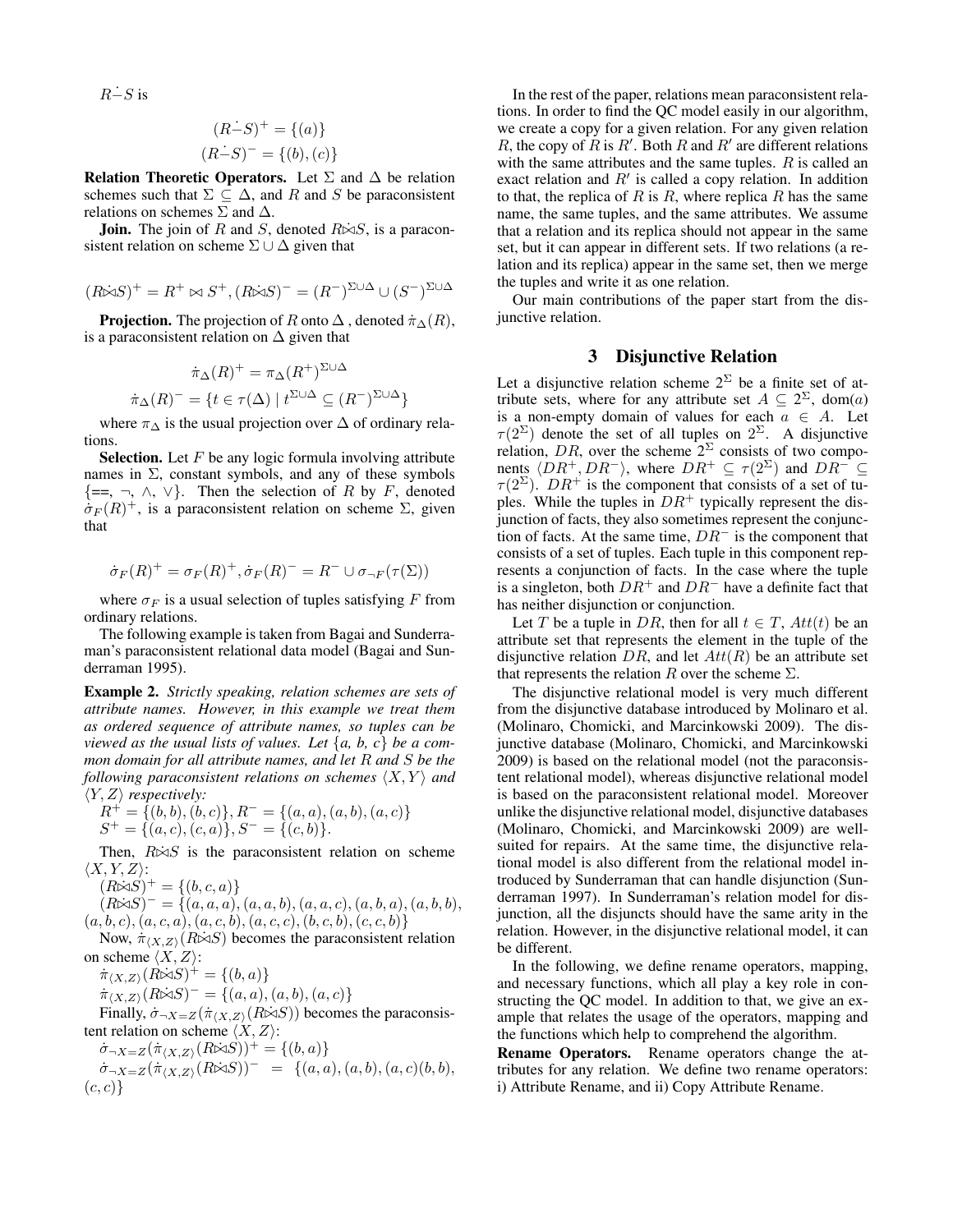$R \dot{-} S$ is

$$(R \dot{-} S)^+ = \{(a)\}$$
$$(R \dot{-} S)^- = \{(b), (c)\}$$

**Relation Theoretic Operators.** Let $\Sigma$ and $\Delta$ be relation schemes such that $\Sigma \subseteq \Delta$, and $R$ and $S$ be paraconsistent relations on schemes $\Sigma$ and $\Delta$.

**Join.** The join of $R$ and $S$, denoted $R \dot{\bowtie} S$, is a paraconsistent relation on scheme $\Sigma \cup \Delta$ given that

$$(R \dot{\bowtie} S)^+ = R^+ \bowtie S^+, (R \dot{\bowtie} S)^- = (R^-)^{\Sigma \cup \Delta} \cup (S^-)^{\Sigma \cup \Delta}$$

**Projection.** The projection of $R$ onto $\Delta$ , denoted $\dot{\pi}_\Delta(R)$, is a paraconsistent relation on $\Delta$ given that

$$\dot{\pi}_\Delta(R)^+ = \pi_\Delta(R^+)^{\Sigma \cup \Delta}$$
$$\dot{\pi}_\Delta(R)^- = \{t \in \tau(\Delta) \mid t^{\Sigma \cup \Delta} \subseteq (R^-)^{\Sigma \cup \Delta}\}$$

where $\pi_\Delta$ is the usual projection over $\Delta$ of ordinary relations.

**Selection.** Let $F$ be any logic formula involving attribute names in $\Sigma$, constant symbols, and any of these symbols $\{==, \neg, \wedge, \vee\}$. Then the selection of $R$ by $F$, denoted $\dot{\sigma}_F(R)^+$, is a paraconsistent relation on scheme $\Sigma$, given that

$$\dot{\sigma}_F(R)^+ = \sigma_F(R)^+, \dot{\sigma}_F(R)^- = R^- \cup \sigma_{\neg F}(\tau(\Sigma))$$

where $\sigma_F$ is a usual selection of tuples satisfying $F$ from ordinary relations.

The following example is taken from Bagai and Sunderraman's paraconsistent relational data model (Bagai and Sunderraman 1995).

**Example 2.** *Strictly speaking, relation schemes are sets of attribute names. However, in this example we treat them as ordered sequence of attribute names, so tuples can be viewed as the usual lists of values. Let $\{a, b, c\}$ be a common domain for all attribute names, and let $R$ and $S$ be the following paraconsistent relations on schemes $\langle X, Y\rangle$ and $\langle Y, Z\rangle$ respectively:*

$R^+ = \{(b, b), (b, c)\}, R^- = \{(a, a), (a, b), (a, c)\}$
$S^+ = \{(a, c), (c, a)\}, S^- = \{(c, b)\}$.

Then, $R \dot{\bowtie} S$ is the paraconsistent relation on scheme $\langle X, Y, Z\rangle$:

$(R \dot{\bowtie} S)^+ = \{(b, c, a)\}$
$(R \dot{\bowtie} S)^- = \{(a, a, a), (a, a, b), (a, a, c), (a, b, a), (a, b, b), (a, b, c), (a, c, a), (a, c, b), (a, c, c), (b, c, b), (c, c, b)\}$

Now, $\dot{\pi}_{\langle X,Z\rangle}(R \dot{\bowtie} S)$ becomes the paraconsistent relation on scheme $\langle X, Z\rangle$:

$\dot{\pi}_{\langle X,Z\rangle}(R \dot{\bowtie} S)^+ = \{(b, a)\}$
$\dot{\pi}_{\langle X,Z\rangle}(R \dot{\bowtie} S)^- = \{(a, a), (a, b), (a, c)\}$

Finally, $\dot{\sigma}_{\neg X=Z}(\dot{\pi}_{\langle X,Z\rangle}(R \dot{\bowtie} S))$ becomes the paraconsistent relation on scheme $\langle X, Z\rangle$:

$\dot{\sigma}_{\neg X=Z}(\dot{\pi}_{\langle X,Z\rangle}(R \dot{\bowtie} S))^+ = \{(b, a)\}$
$\dot{\sigma}_{\neg X=Z}(\dot{\pi}_{\langle X,Z\rangle}(R \dot{\bowtie} S))^- = \{(a, a), (a, b), (a, c)(b, b), (c, c)\}$

In the rest of the paper, relations mean paraconsistent relations. In order to find the QC model easily in our algorithm, we create a copy for a given relation. For any given relation $R$, the copy of $R$ is $R'$. Both $R$ and $R'$ are different relations with the same attributes and the same tuples. $R$ is called an exact relation and $R'$ is called a copy relation. In addition to that, the replica of $R$ is $R$, where replica $R$ has the same name, the same tuples, and the same attributes. We assume that a relation and its replica should not appear in the same set, but it can appear in different sets. If two relations (a relation and its replica) appear in the same set, then we merge the tuples and write it as one relation.

Our main contributions of the paper start from the disjunctive relation.

## 3 Disjunctive Relation

Let a disjunctive relation scheme $2^\Sigma$ be a finite set of attribute sets, where for any attribute set $A \subseteq 2^\Sigma$, dom($a$) is a non-empty domain of values for each $a \in A$. Let $\tau(2^\Sigma)$ denote the set of all tuples on $2^\Sigma$. A disjunctive relation, $DR$, over the scheme $2^\Sigma$ consists of two components $\langle DR^+, DR^-\rangle$, where $DR^+ \subseteq \tau(2^\Sigma)$ and $DR^- \subseteq \tau(2^\Sigma)$. $DR^+$ is the component that consists of a set of tuples. While the tuples in $DR^+$ typically represent the disjunction of facts, they also sometimes represent the conjunction of facts. At the same time, $DR^-$ is the component that consists of a set of tuples. Each tuple in this component represents a conjunction of facts. In the case where the tuple is a singleton, both $DR^+$ and $DR^-$ have a definite fact that has neither disjunction or conjunction.

Let $T$ be a tuple in $DR$, then for all $t \in T$, $Att(t)$ be an attribute set that represents the element in the tuple of the disjunctive relation $DR$, and let $Att(R)$ be an attribute set that represents the relation $R$ over the scheme $\Sigma$.

The disjunctive relational model is very much different from the disjunctive database introduced by Molinaro et al. (Molinaro, Chomicki, and Marcinkowski 2009). The disjunctive database (Molinaro, Chomicki, and Marcinkowski 2009) is based on the relational model (not the paraconsistent relational model), whereas disjunctive relational model is based on the paraconsistent relational model. Moreover unlike the disjunctive relational model, disjunctive databases (Molinaro, Chomicki, and Marcinkowski 2009) are well-suited for repairs. At the same time, the disjunctive relational model is also different from the relational model introduced by Sunderraman that can handle disjunction (Sunderraman 1997). In Sunderraman's relation model for disjunction, all the disjuncts should have the same arity in the relation. However, in the disjunctive relational model, it can be different.

In the following, we define rename operators, mapping, and necessary functions, which all play a key role in constructing the QC model. In addition to that, we give an example that relates the usage of the operators, mapping and the functions which help to comprehend the algorithm.

**Rename Operators.** Rename operators change the attributes for any relation. We define two rename operators: i) Attribute Rename, and ii) Copy Attribute Rename.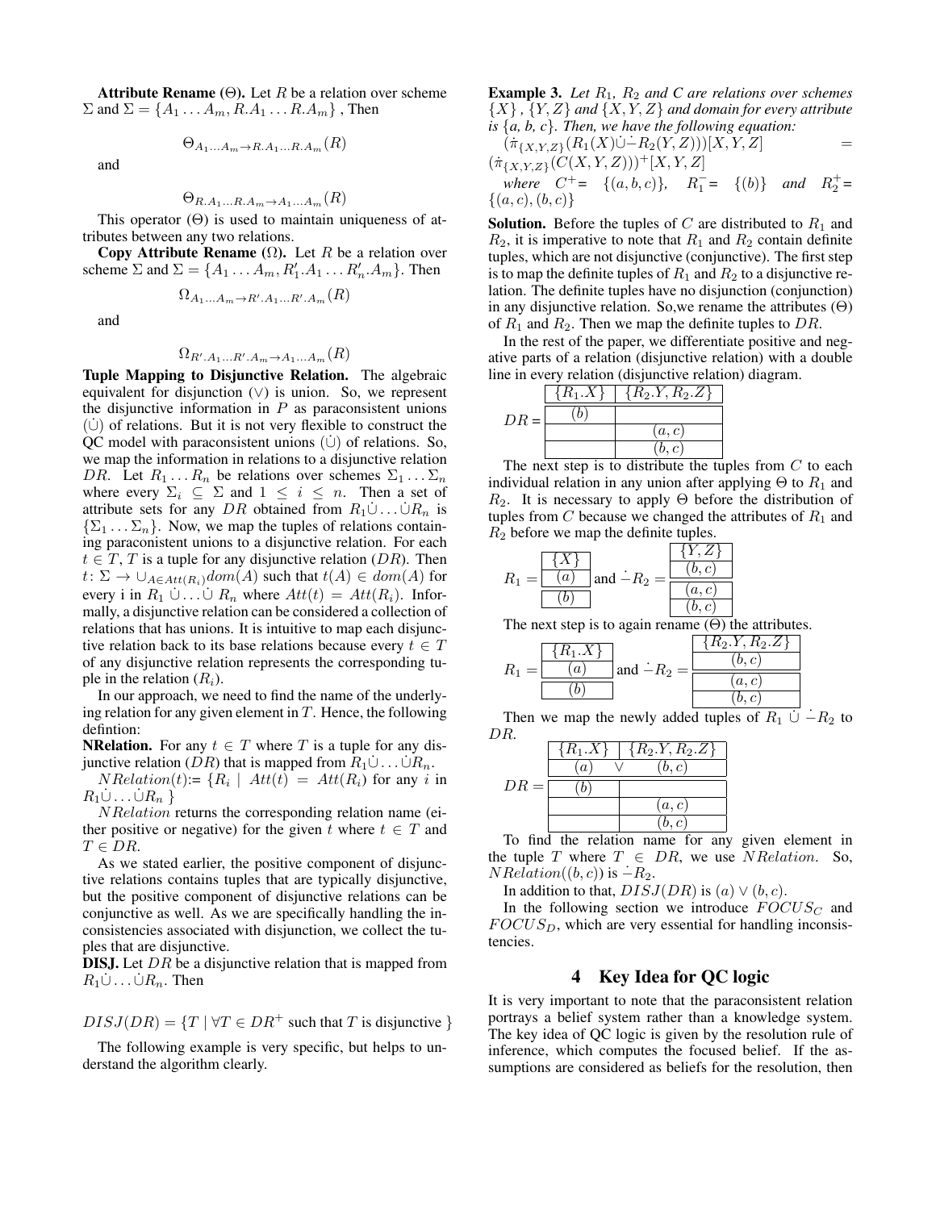**Attribute Rename ($\Theta$).** Let $R$ be a relation over scheme $\Sigma$ and $\Sigma = \{A_1 \ldots A_m, R.A_1 \ldots R.A_m\}$ , Then

$$\Theta_{A_1 \ldots A_m \rightarrow R.A_1 \ldots R.A_m}(R)$$

and

$$\Theta_{R.A_1 \ldots R.A_m \rightarrow A_1 \ldots A_m}(R)$$

This operator ($\Theta$) is used to maintain uniqueness of attributes between any two relations.

**Copy Attribute Rename ($\Omega$).** Let $R$ be a relation over scheme $\Sigma$ and $\Sigma = \{A_1 \ldots A_m, R'_1.A_1 \ldots R'_n.A_m\}$. Then

$$\Omega_{A_1 \ldots A_m \rightarrow R'.A_1 \ldots R'.A_m}(R)$$

and

$$\Omega_{R'.A_1 \ldots R'.A_m \rightarrow A_1 \ldots A_m}(R)$$

**Tuple Mapping to Disjunctive Relation.** The algebraic equivalent for disjunction ($\vee$) is union. So, we represent the disjunctive information in $P$ as paraconsistent unions ($\dot{\cup}$) of relations. But it is not very flexible to construct the QC model with paraconsistent unions ($\dot{\cup}$) of relations. So, we map the information in relations to a disjunctive relation $DR$. Let $R_1 \ldots R_n$ be relations over schemes $\Sigma_1 \ldots \Sigma_n$ where every $\Sigma_i \subseteq \Sigma$ and $1 \leq i \leq n$. Then a set of attribute sets for any $DR$ obtained from $R_1 \dot{\cup} \ldots \dot{\cup} R_n$ is $\{\Sigma_1 \ldots \Sigma_n\}$. Now, we map the tuples of relations containing paraconsistent unions to a disjunctive relation. For each $t \in T$, $T$ is a tuple for any disjunctive relation ($DR$). Then $t \colon \Sigma \rightarrow \cup_{A \in Att(R_i)} dom(A)$ such that $t(A) \in dom(A)$ for every i in $R_1 \dot{\cup} \ldots \dot{\cup} R_n$ where $Att(t) = Att(R_i)$. Informally, a disjunctive relation can be considered a collection of relations that has unions. It is intuitive to map each disjunctive relation back to its base relations because every $t \in T$ of any disjunctive relation represents the corresponding tuple in the relation ($R_i$).

In our approach, we need to find the name of the underlying relation for any given element in $T$. Hence, the following defintion:

**NRelation.** For any $t \in T$ where $T$ is a tuple for any disjunctive relation ($DR$) that is mapped from $R_1 \dot{\cup} \ldots \dot{\cup} R_n$.

$NRelation(t)$:= $\{R_i \mid Att(t) = Att(R_i)$ for any $i$ in $R_1 \dot{\cup} \ldots \dot{\cup} R_n\}$

$NRelation$ returns the corresponding relation name (either positive or negative) for the given $t$ where $t \in T$ and $T \in DR$.

As we stated earlier, the positive component of disjunctive relations contains tuples that are typically disjunctive, but the positive component of disjunctive relations can be conjunctive as well. As we are specifically handling the inconsistencies associated with disjunction, we collect the tuples that are disjunctive.

**DISJ.** Let $DR$ be a disjunctive relation that is mapped from $R_1 \dot{\cup} \ldots \dot{\cup} R_n$. Then

$$DISJ(DR) = \{T \mid \forall T \in DR^+ \text{ such that } T \text{ is disjunctive }\}$$

The following example is very specific, but helps to understand the algorithm clearly.

**Example 3.** *Let $R_1$, $R_2$ and C are relations over schemes $\{X\}$ , $\{Y, Z\}$ and $\{X, Y, Z\}$ and domain for every attribute is {a, b, c}. Then, we have the following equation:*

$(\dot{\pi}_{\{X,Y,Z\}}(R_1(X) \dot{\cup} \dot{-} R_2(Y, Z)))[X, Y, Z] = (\dot{\pi}_{\{X,Y,Z\}}(C(X, Y, Z)))^+[X, Y, Z]$

*where* $C^+ = \{(a, b, c)\}$, $R_1^- = \{(b)\}$ *and* $R_2^+ = \{(a, c), (b, c)\}$

**Solution.** Before the tuples of $C$ are distributed to $R_1$ and $R_2$, it is imperative to note that $R_1$ and $R_2$ contain definite tuples, which are not disjunctive (conjunctive). The first step is to map the definite tuples of $R_1$ and $R_2$ to a disjunctive relation. The definite tuples have no disjunction (conjunction) in any disjunctive relation. So,we rename the attributes ($\Theta$) of $R_1$ and $R_2$. Then we map the definite tuples to $DR$.

In the rest of the paper, we differentiate positive and negative parts of a relation (disjunctive relation) with a double line in every relation (disjunctive relation) diagram.

$DR$ =

| $\{R_1.X\}$ | $\{R_2.Y, R_2.Z\}$ |
|---|---|
| $(b)$ | |
| | $(a, c)$ |
| | $(b, c)$ |

The next step is to distribute the tuples from $C$ to each individual relation in any union after applying $\Theta$ to $R_1$ and $R_2$. It is necessary to apply $\Theta$ before the distribution of tuples from $C$ because we changed the attributes of $R_1$ and $R_2$ before we map the definite tuples.

$R_1$ =

| $\{X\}$ |
|---|
| $(a)$ |
| $(b)$ |

and $\dot{-}R_2$ =

| $\{Y, Z\}$ |
|---|
| $(b, c)$ |
| $(a, c)$ |
| $(b, c)$ |

The next step is to again rename ($\Theta$) the attributes.

$R_1$ =

| $\{R_1.X\}$ |
|---|
| $(a)$ |
| $(b)$ |

and $\dot{-}R_2$ =

| $\{R_2.Y, R_2.Z\}$ |
|---|
| $(b, c)$ |
| $(a, c)$ |
| $(b, c)$ |

Then we map the newly added tuples of $R_1 \dot{\cup} \dot{-}R_2$ to $DR$.

$DR$ =

| $\{R_1.X\}$ | $\{R_2.Y, R_2.Z\}$ |
|---|---|
| $(a)$ $\vee$ | $(b, c)$ |
| $(b)$ | |
| | $(a, c)$ |
| | $(b, c)$ |

To find the relation name for any given element in the tuple $T$ where $T \in DR$, we use $NRelation$. So, $NRelation((b, c))$ is $\dot{-}R_2$.

In addition to that, $DISJ(DR)$ is $(a) \vee (b, c)$.

In the following section we introduce $FOCUS_C$ and $FOCUS_D$, which are very essential for handling inconsistencies.

## 4 Key Idea for QC logic

It is very important to note that the paraconsistent relation portrays a belief system rather than a knowledge system. The key idea of QC logic is given by the resolution rule of inference, which computes the focused belief. If the assumptions are considered as beliefs for the resolution, then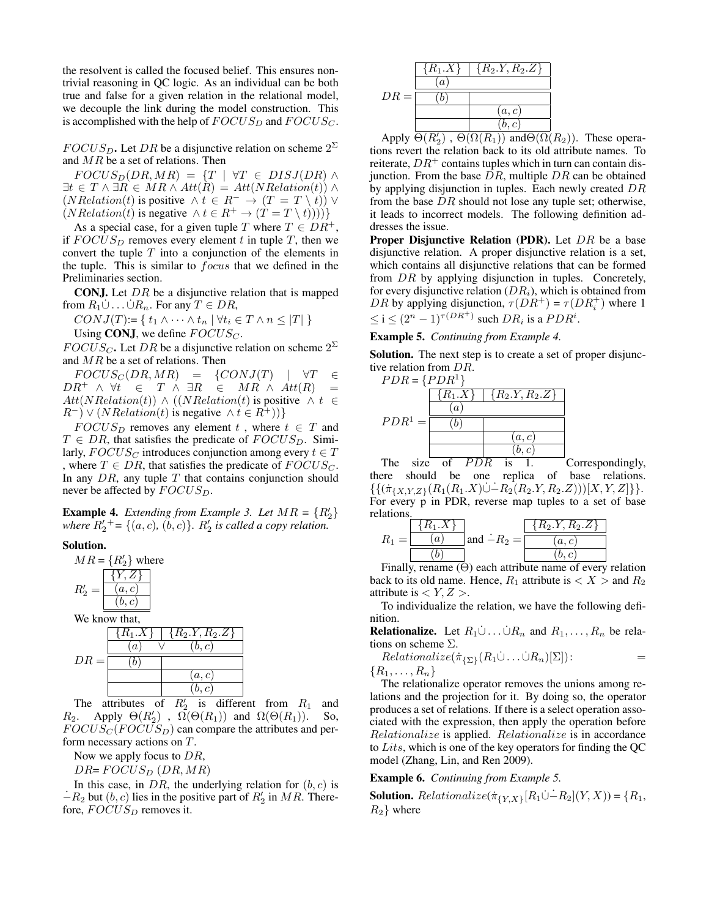the resolvent is called the focused belief. This ensures non-trivial reasoning in QC logic. As an individual can be both true and false for a given relation in the relational model, we decouple the link during the model construction. This is accomplished with the help of $FOCUS_D$ and $FOCUS_C$.

$FOCUS_D$. Let $DR$ be a disjunctive relation on scheme $2^{\Sigma}$ and $MR$ be a set of relations. Then

$FOCUS_D(DR, MR) = \{T \mid \forall T \in DISJ(DR) \wedge \exists t \in T \wedge \exists R \in MR \wedge Att(R) = Att(NRelation(t)) \wedge (NRelation(t) \text{ is positive } \wedge t \in R^- \rightarrow (T = T \setminus t)) \vee (NRelation(t) \text{ is negative } \wedge t \in R^+ \rightarrow (T = T \setminus t))))\}$

As a special case, for a given tuple $T$ where $T \in DR^+$, if $FOCUS_D$ removes every element $t$ in tuple $T$, then we convert the tuple $T$ into a conjunction of the elements in the tuple. This is similar to $focus$ that we defined in the Preliminaries section.

**CONJ.** Let $DR$ be a disjunctive relation that is mapped from $R_1 \dot{\cup} \ldots \dot{\cup} R_n$. For any $T \in DR$,

$CONJ(T) := \{ t_1 \wedge \cdots \wedge t_n \mid \forall t_i \in T \wedge n \leq |T| \}$

Using **CONJ**, we define $FOCUS_C$.

$FOCUS_C$. Let $DR$ be a disjunctive relation on scheme $2^{\Sigma}$ and $MR$ be a set of relations. Then

$FOCUS_C(DR, MR) = \{CONJ(T) \mid \forall T \in DR^+ \wedge \forall t \in T \wedge \exists R \in MR \wedge Att(R) = Att(NRelation(t)) \wedge ((NRelation(t) \text{ is positive } \wedge t \in R^-) \vee (NRelation(t) \text{ is negative } \wedge t \in R^+))\}$

$FOCUS_D$ removes any element $t$, where $t \in T$ and $T \in DR$, that satisfies the predicate of $FOCUS_D$. Similarly, $FOCUS_C$ introduces conjunction among every $t \in T$, where $T \in DR$, that satisfies the predicate of $FOCUS_C$. In any $DR$, any tuple $T$ that contains conjunction should never be affected by $FOCUS_D$.

**Example 4.** *Extending from Example 3. Let $MR = \{R_2'\}$ where $R_2'^+ = \{(a, c), (b, c)\}$. $R_2'$ is called a copy relation.*

**Solution.**

$MR = \{R_2'\}$ where

$R_2' =$

| $\{Y, Z\}$ |
|---|
| $(a, c)$ |
| $(b, c)$ |

We know that,

$DR =$

| $\{R_1.X\}$ | | $\{R_2.Y, R_2.Z\}$ |
|---|---|---|
| $(a)$ | $\vee$ | $(b, c)$ |
| $(b)$ | | |
| | | $(a, c)$ |
| | | $(b, c)$ |

The attributes of $R_2'$ is different from $R_1$ and $R_2$. Apply $\Theta(R_2')$, $\Omega(\Theta(R_1))$ and $\Omega(\Theta(R_1))$. So, $FOCUS_C(FOCUS_D)$ can compare the attributes and perform necessary actions on $T$.

Now we apply focus to $DR$,

$DR = FOCUS_D\ (DR, MR)$

In this case, in $DR$, the underlying relation for $(b, c)$ is $\dot{-}R_2$ but $(b, c)$ lies in the positive part of $R_2'$ in $MR$. Therefore, $FOCUS_D$ removes it.

$DR =$

| $\{R_1.X\}$ | $\{R_2.Y, R_2.Z\}$ |
|---|---|
| $(a)$ | |
| $(b)$ | |
| | $(a, c)$ |
| | $(b, c)$ |

Apply $\Theta(R_2')$, $\Theta(\Omega(R_1))$ and $\Theta(\Omega(R_2))$. These operations revert the relation back to its old attribute names. To reiterate, $DR^+$ contains tuples which in turn can contain disjunction. From the base $DR$, multiple $DR$ can be obtained by applying disjunction in tuples. Each newly created $DR$ from the base $DR$ should not lose any tuple set; otherwise, it leads to incorrect models. The following definition addresses the issue.

**Proper Disjunctive Relation (PDR).** Let $DR$ be a base disjunctive relation. A proper disjunctive relation is a set, which contains all disjunctive relations that can be formed from $DR$ by applying disjunction in tuples. Concretely, for every disjunctive relation ($DR_i$), which is obtained from $DR$ by applying disjunction, $\tau(DR^+) = \tau(DR_i^+)$ where $1 \leq i \leq (2^n - 1)^{\tau(DR^+)}$ such $DR_i$ is a $PDR^i$.

**Example 5.** *Continuing from Example 4.*

**Solution.** The next step is to create a set of proper disjunctive relation from $DR$.

$PDR = \{PDR^1\}$

$PDR^1 =$

| $\{R_1.X\}$ | $\{R_2.Y, R_2.Z\}$ |
|---|---|
| $(a)$ | |
| $(b)$ | |
| | $(a, c)$ |
| | $(b, c)$ |

The size of $PDR$ is 1. Correspondingly, there should be one replica of base relations. $\{\{(\dot{\pi}_{\{X,Y,Z\}}(R_1(R_1.X)\dot{\cup}\dot{-}R_2(R_2.Y, R_2.Z)))[X, Y, Z]\}\}$. For every p in PDR, reverse map tuples to a set of base relations.

$R_1 =$

| $\{R_1.X\}$ |
|---|
| $(a)$ |
| $(b)$ |

and $\dot{-}R_2 =$

| $\{R_2.Y, R_2.Z\}$ |
|---|
| $(a, c)$ |
| $(b, c)$ |

Finally, rename ($\Theta$) each attribute name of every relation back to its old name. Hence, $R_1$ attribute is $< X >$ and $R_2$ attribute is $< Y, Z >$.

To individualize the relation, we have the following definition.

**Relationalize.** Let $R_1 \dot{\cup} \ldots \dot{\cup} R_n$ and $R_1, \ldots, R_n$ be relations on scheme $\Sigma$.

$Relationalize(\dot{\pi}_{\{\Sigma\}}(R_1 \dot{\cup} \ldots \dot{\cup} R_n)[\Sigma]) := \{R_1, \ldots, R_n\}$

The relationalize operator removes the unions among relations and the projection for it. By doing so, the operator produces a set of relations. If there is a select operation associated with the expression, then apply the operation before $Relationalize$ is applied. $Relationalize$ is in accordance to $Lits$, which is one of the key operators for finding the QC model (Zhang, Lin, and Ren 2009).

**Example 6.** *Continuing from Example 5.*

**Solution.** $Relationalize(\dot{\pi}_{\{Y,X\}}[R_1 \dot{\cup} \dot{-}R_2](Y, X)) = \{R_1, R_2\}$ where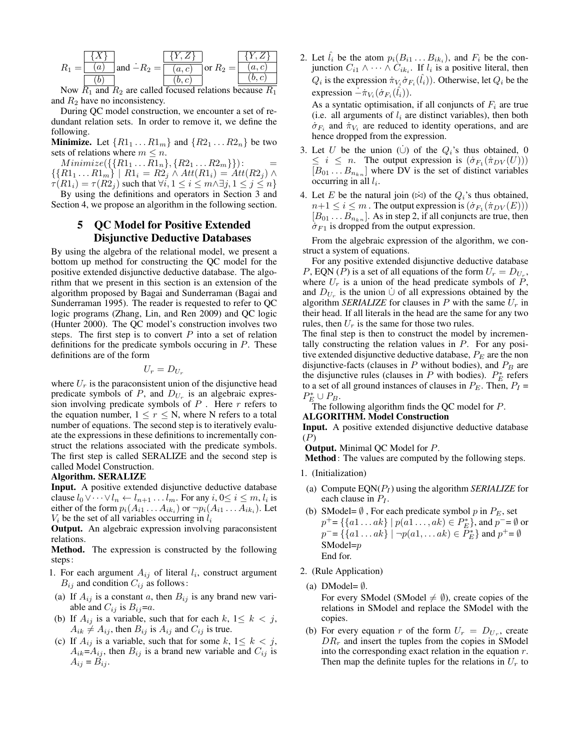$R_1 = \begin{array}{|c|}\hline \{X\} \\ \hline (a) \\ \hline (b) \\ \hline \end{array}$ and $\dot{-}R_2 = \begin{array}{|c|}\hline \{Y,Z\} \\ \hline (a,c) \\ \hline (b,c) \\ \hline \end{array}$ or $R_2 = \begin{array}{|c|}\hline \{Y,Z\} \\ \hline (a,c) \\ \hline (b,c) \\ \hline \end{array}$

Now $R_1$ and $R_2$ are called focused relations because $R_1$ and $R_2$ have no inconsistency.

During QC model construction, we encounter a set of redundant relation sets. In order to remove it, we define the following.

**Minimize.** Let $\{R1_1 \ldots R1_m\}$ and $\{R2_1 \ldots R2_n\}$ be two sets of relations where $m \leq n$.

$Minimize(\{\{R1_1 \ldots R1_n\}, \{R2_1 \ldots R2_m\}\}) : = \{\{R1_1 \ldots R1_m\} \mid R1_i = R2_j \wedge Att(R1_i) = Att(R2_j) \wedge \tau(R1_i) = \tau(R2_j)$ such that $\forall i, 1 \leq i \leq m \wedge \exists j, 1 \leq j \leq n\}$

By using the definitions and operators in Section 3 and Section 4, we propose an algorithm in the following section.

## 5 QC Model for Positive Extended Disjunctive Deductive Databases

By using the algebra of the relational model, we present a bottom up method for constructing the QC model for the positive extended disjunctive deductive database. The algorithm that we present in this section is an extension of the algorithm proposed by Bagai and Sunderraman (Bagai and Sunderraman 1995). The reader is requested to refer to QC logic programs (Zhang, Lin, and Ren 2009) and QC logic (Hunter 2000). The QC model's construction involves two steps. The first step is to convert $P$ into a set of relation definitions for the predicate symbols occuring in $P$. These definitions are of the form

$$U_r = D_{U_r}$$

where $U_r$ is the paraconsistent union of the disjunctive head predicate symbols of $P$, and $D_{U_r}$ is an algebraic expression involving predicate symbols of $P$ . Here $r$ refers to the equation number, $1 \leq r \leq$ N, where N refers to a total number of equations. The second step is to iteratively evaluate the expressions in these definitions to incrementally construct the relations associated with the predicate symbols. The first step is called SERALIZE and the second step is called Model Construction.

**Algorithm. SERALIZE**

**Input.** A positive extended disjunctive deductive database clause $l_0 \vee \cdots \vee l_n \leftarrow l_{n+1} \ldots l_m$. For any $i$, $0 \leq i \leq m$, $l_i$ is either of the form $p_i(A_{i1} \ldots A_{ik_i})$ or $\neg p_i(A_{i1} \ldots A_{ik_i})$. Let $V_i$ be the set of all variables occurring in $l_i$

**Output.** An algebraic expression involving paraconsistent relations.

**Method.** The expression is constructed by the following steps:

1. For each argument $A_{ij}$ of literal $l_i$, construct argument $B_{ij}$ and condition $C_{ij}$ as follows:
   (a) If $A_{ij}$ is a constant $a$, then $B_{ij}$ is any brand new variable and $C_{ij}$ is $B_{ij}$=$a$.
   (b) If $A_{ij}$ is a variable, such that for each $k$, $1 \leq k < j$, $A_{ik} \neq A_{ij}$, then $B_{ij}$ is $A_{ij}$ and $C_{ij}$ is true.
   (c) If $A_{ij}$ is a variable, such that for some $k$, $1 \leq k < j$, $A_{ik}$=$A_{ij}$, then $B_{ij}$ is a brand new variable and $C_{ij}$ is $A_{ij} = B_{ij}$.
2. Let $\hat{l}_i$ be the atom $p_i(B_{i1} \ldots B_{ik_i})$, and $F_i$ be the conjunction $C_{i1} \wedge \cdots \wedge C_{ik_i}$. If $l_i$ is a positive literal, then $Q_i$ is the expression $\dot{\pi}_{V_i}\dot{\sigma}_{F_i}(\hat{l}_i))$. Otherwise, let $Q_i$ be the expression $\dot{-}\dot{\pi}_{V_i}(\dot{\sigma}_{F_i}(\hat{l}_i))$.
   As a syntatic optimisation, if all conjuncts of $F_i$ are true (i.e. all arguments of $l_i$ are distinct variables), then both $\dot{\sigma}_{F_i}$ and $\dot{\pi}_{V_i}$ are reduced to identity operations, and are hence dropped from the expression.
3. Let $U$ be the union ($\dot{\cup}$) of the $Q_i$'s thus obtained, $0 \leq i \leq n$. The output expression is $(\dot{\sigma}_{F_1}(\dot{\pi}_{DV}(U)))$ $[B_{01} \ldots B_{n_{k_n}}]$ where DV is the set of distinct variables occurring in all $l_i$.
4. Let $E$ be the natural join ($\dot{\bowtie}$) of the $Q_i$'s thus obtained, $n{+}1 \leq i \leq m$ . The output expression is $(\dot{\sigma}_{F_1}(\dot{\pi}_{DV}(E)))$ $[B_{01} \ldots B_{n_{k_n}}]$. As in step 2, if all conjuncts are true, then $\dot{\sigma}_{F1}$ is dropped from the output expression.

From the algebraic expression of the algorithm, we construct a system of equations.

For any positive extended disjunctive deductive database $P$, EQN ($P$) is a set of all equations of the form $U_r = D_{U_r}$, where $U_r$ is a union of the head predicate symbols of $P$, and $D_{U_r}$ is the union $\dot{\cup}$ of all expressions obtained by the algorithm *SERIALIZE* for clauses in $P$ with the same $U_r$ in their head. If all literals in the head are the same for any two rules, then $U_r$ is the same for those two rules.

The final step is then to construct the model by incrementally constructing the relation values in $P$. For any positive extended disjunctive deductive database, $P_E$ are the non disjunctive-facts (clauses in $P$ without bodies), and $P_B$ are the disjunctive rules (clauses in $P$ with bodies). $P_E^*$ refers to a set of all ground instances of clauses in $P_E$. Then, $P_I$ = $P_E^* \cup P_B$.

The following algorithm finds the QC model for $P$.

**ALGORITHM. Model Construction**

**Input.** A positive extended disjunctive deductive database ($P$)

**Output.** Minimal QC Model for $P$.

**Method**: The values are computed by the following steps.

1. (Initialization)
   (a) Compute EQN($P_I$) using the algorithm *SERIALIZE* for each clause in $P_I$.
   (b) SModel= $\emptyset$ , For each predicate symbol $p$ in $P_E$, set $p^+ = \{\{a1 \ldots ak\} \mid p(a1 \ldots, ak) \in P_E^*\}$, and $p^- = \emptyset$ or $p^- = \{\{a1 \ldots ak\} \mid \neg p(a1, \ldots ak) \in P_E^*\}$ and $p^+ = \emptyset$
   SModel=$p$
   End for.
2. (Rule Application)
   (a) DModel= $\emptyset$.
   For every SModel (SModel $\neq \emptyset$), create copies of the relations in SModel and replace the SModel with the copies.
   (b) For every equation $r$ of the form $U_r = D_{U_r}$, create $DR_r$ and insert the tuples from the copies in SModel into the corresponding exact relation in the equation $r$. Then map the definite tuples for the relations in $U_r$ to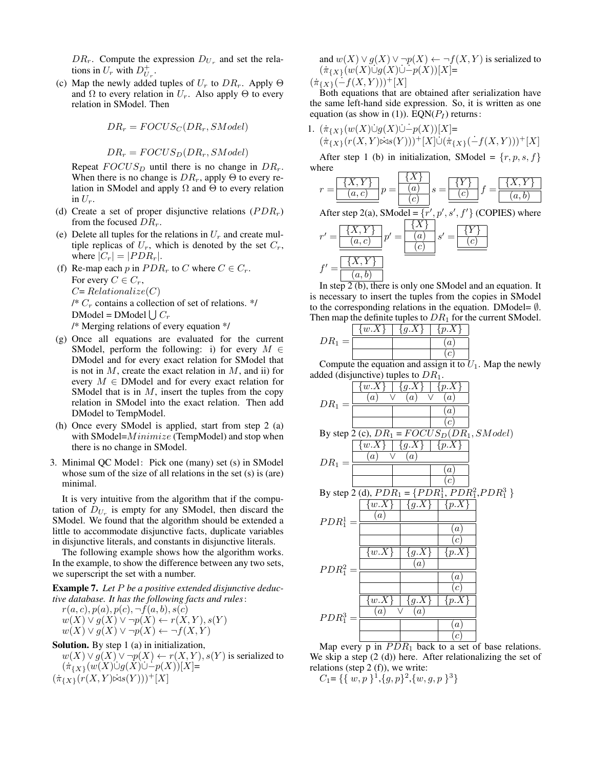$DR_r$. Compute the expression $D_{U_r}$ and set the relations in $U_r$ with $D^+_{U_r}$.

(c) Map the newly added tuples of $U_r$ to $DR_r$. Apply $\Theta$ and $\Omega$ to every relation in $U_r$. Also apply $\Theta$ to every relation in SModel. Then

$$DR_r = FOCUS_C(DR_r, SModel)$$

$$DR_r = FOCUS_D(DR_r, SModel)$$

Repeat $FOCUS_D$ until there is no change in $DR_r$. When there is no change is $DR_r$, apply $\Theta$ to every relation in SModel and apply $\Omega$ and $\Theta$ to every relation in $U_r$.

(d) Create a set of proper disjunctive relations ($PDR_r$) from the focused $DR_r$.

(e) Delete all tuples for the relations in $U_r$ and create multiple replicas of $U_r$, which is denoted by the set $C_r$, where $|C_r| = |PDR_r|$.

(f) Re-map each $p$ in $PDR_r$ to $C$ where $C \in C_r$.
For every $C \in C_r$,
$C$= $Relationalize(C)$
/* $C_r$ contains a collection of set of relations. */
DModel = DModel $\bigcup C_r$
/* Merging relations of every equation */

(g) Once all equations are evaluated for the current SModel, perform the following: i) for every $M \in$ DModel and for every exact relation for SModel that is not in $M$, create the exact relation in $M$, and ii) for every $M \in$ DModel and for every exact relation for SModel that is in $M$, insert the tuples from the copy relation in SModel into the exact relation. Then add DModel to TempModel.

(h) Once every SModel is applied, start from step 2 (a) with SModel=$Minimize$ (TempModel) and stop when there is no change in SModel.

3. Minimal QC Model: Pick one (many) set (s) in SModel whose sum of the size of all relations in the set (s) is (are) minimal.

It is very intuitive from the algorithm that if the computation of $D_{U_r}$ is empty for any SModel, then discard the SModel. We found that the algorithm should be extended a little to accommodate disjunctive facts, duplicate variables in disjunctive literals, and constants in disjunctive literals.

The following example shows how the algorithm works. In the example, to show the difference between any two sets, we superscript the set with a number.

**Example 7.** *Let $P$ be a positive extended disjunctive deductive database. It has the following facts and rules:*
$r(a,c), p(a), p(c), \neg f(a,b), s(c)$
$w(X) \vee g(X) \vee \neg p(X) \leftarrow r(X,Y), s(Y)$
$w(X) \vee g(X) \vee \neg p(X) \leftarrow \neg f(X,Y)$

**Solution.** By step 1 (a) in initialization,
$w(X) \vee g(X) \vee \neg p(X) \leftarrow r(X,Y), s(Y)$ is serialized to
$(\dot{\pi}_{\{X\}}(w(X)\dot{\cup}g(X)\dot{\cup}\dot{-}p(X))[X]$=
$(\dot{\pi}_{\{X\}}(r(X,Y)\dot{\bowtie}s(Y)))^+[X]$

and $w(X) \vee g(X) \vee \neg p(X) \leftarrow \neg f(X,Y)$ is serialized to
$(\dot{\pi}_{\{X\}}(w(X)\dot{\cup}g(X)\dot{\cup}\dot{-}p(X))[X]$=
$(\dot{\pi}_{\{X\}}(\dot{-}f(X,Y)))^+[X]$

Both equations that are obtained after serialization have the same left-hand side expression. So, it is written as one equation (as show in (1)). EQN($P_I$) returns:

1. $(\dot{\pi}_{\{X\}}(w(X)\dot{\cup}g(X)\dot{\cup}\dot{-}p(X))[X]$=
$(\dot{\pi}_{\{X\}}(r(X,Y)\dot{\bowtie}s(Y)))^+[X]\dot{\cup}(\dot{\pi}_{\{X\}}(\dot{-}f(X,Y)))^+[X]$

After step 1 (b) in initialization, SModel = $\{r, p, s, f\}$ where

$r$ =

| $\{X,Y\}$ |
|---|
| $(a,c)$ |

$p$ =

| $\{X\}$ |
|---|
| $(a)$ |
| $(c)$ |

$s$ =

| $\{Y\}$ |
|---|
| $(c)$ |

$f$ =

| $\{X,Y\}$ |
|---|
| $(a,b)$ |

After step 2(a), SModel = $\{r', p', s', f'\}$ (COPIES) where

$r'$ =

| $\{X,Y\}$ |
|---|
| $(a,c)$ |

$p'$ =

| $\{X\}$ |
|---|
| $(a)$ |
| $(c)$ |

$s'$ =

| $\{Y\}$ |
|---|
| $(c)$ |

$f'$ =

| $\{X,Y\}$ |
|---|
| $(a,b)$ |

In step 2 (b), there is only one SModel and an equation. It is necessary to insert the tuples from the copies in SModel to the corresponding relations in the equation. DModel= $\emptyset$. Then map the definite tuples to $DR_1$ for the current SModel.

$DR_1$ =

| $\{w.X\}$ | $\{g.X\}$ | $\{p.X\}$ |
|---|---|---|
| | | $(a)$ |
| | | $(c)$ |

Compute the equation and assign it to $U_1$. Map the newly added (disjunctive) tuples to $DR_1$.

$DR_1$ =

| $\{w.X\}$ | $\{g.X\}$ | $\{p.X\}$ |
|---|---|---|
| $(a)$ $\vee$ | $(a)$ $\vee$ | $(a)$ |
| | | $(a)$ |
| | | $(c)$ |

By step 2 (c), $DR_1$ = $FOCUS_D(DR_1, SModel)$

$DR_1$ =

| $\{w.X\}$ | $\{g.X\}$ | $\{p.X\}$ |
|---|---|---|
| $(a)$ $\vee$ | $(a)$ | |
| | | $(a)$ |
| | | $(c)$ |

By step 2 (d), $PDR_1$ = $\{PDR_1^1, PDR_1^2, PDR_1^3\}$

$PDR_1^1$ =

| $\{w.X\}$ | $\{g.X\}$ | $\{p.X\}$ |
|---|---|---|
| $(a)$ | | |
| | | $(a)$ |
| | | $(c)$ |

$PDR_1^2$ =

| $\{w.X\}$ | $\{g.X\}$ | $\{p.X\}$ |
|---|---|---|
| | $(a)$ | |
| | | $(a)$ |
| | | $(c)$ |

$PDR_1^3$ =

| $\{w.X\}$ | $\{g.X\}$ | $\{p.X\}$ |
|---|---|---|
| $(a)$ $\vee$ | $(a)$ | |
| | | $(a)$ |
| | | $(c)$ |

Map every p in $PDR_1$ back to a set of base relations. We skip a step (2 (d)) here. After relationalizing the set of relations (step 2 (f)), we write:
$C_1$= $\{\{w, p\}^1, \{g, p\}^2, \{w, g, p\}^3\}$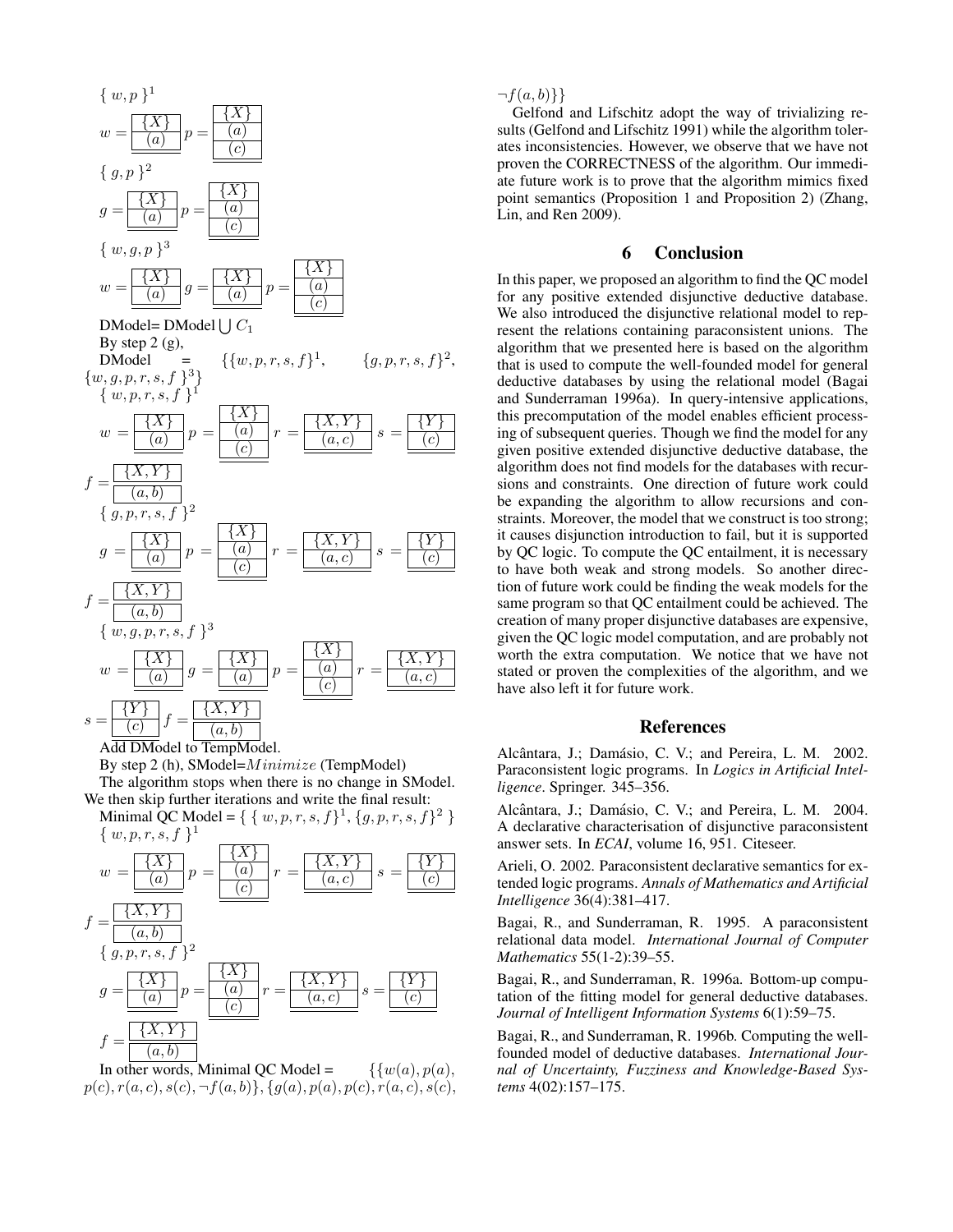$\{ w, p \}^1$

$w = \frac{\{X\}}{(a)}$ $p = \frac{\{X\}}{(a) \atop (c)}$

$\{ g, p \}^2$

$g = \frac{\{X\}}{(a)}$ $p = \frac{\{X\}}{(a) \atop (c)}$

$\{ w, g, p \}^3$

$w = \frac{\{X\}}{(a)}$ $g = \frac{\{X\}}{(a)}$ $p = \frac{\{X\}}{(a) \atop (c)}$

DModel= DModel $\bigcup C_1$

By step 2 (g),

DModel = $\{\{w, p, r, s, f\}^1, \{g, p, r, s, f\}^2, \{w, g, p, r, s, f\}^3\}$

$\{ w, p, r, s, f \}^1$

$w = \frac{\{X\}}{(a)}$ $p = \frac{\{X\}}{(a) \atop (c)}$ $r = \frac{\{X, Y\}}{(a, c)}$ $s = \frac{\{Y\}}{(c)}$

$f = \frac{\{X, Y\}}{(a, b)}$

$\{ g, p, r, s, f \}^2$

$g = \frac{\{X\}}{(a)}$ $p = \frac{\{X\}}{(a) \atop (c)}$ $r = \frac{\{X, Y\}}{(a, c)}$ $s = \frac{\{Y\}}{(c)}$

$f = \frac{\{X, Y\}}{(a, b)}$

$\{ w, g, p, r, s, f \}^3$

$w = \frac{\{X\}}{(a)}$ $g = \frac{\{X\}}{(a)}$ $p = \frac{\{X\}}{(a) \atop (c)}$ $r = \frac{\{X, Y\}}{(a, c)}$

$s = \frac{\{Y\}}{(c)}$ $f = \frac{\{X, Y\}}{(a, b)}$

Add DModel to TempModel.

By step 2 (h), SModel=$Minimize$ (TempModel)

The algorithm stops when there is no change in SModel. We then skip further iterations and write the final result:

Minimal QC Model = $\{ \{ w, p, r, s, f\}^1, \{g, p, r, s, f\}^2 \}$

$\{ w, p, r, s, f \}^1$

$w = \frac{\{X\}}{(a)}$ $p = \frac{\{X\}}{(a) \atop (c)}$ $r = \frac{\{X, Y\}}{(a, c)}$ $s = \frac{\{Y\}}{(c)}$

$f = \frac{\{X, Y\}}{(a, b)}$

$\{ g, p, r, s, f \}^2$

$g = \frac{\{X\}}{(a)}$ $p = \frac{\{X\}}{(a) \atop (c)}$ $r = \frac{\{X, Y\}}{(a, c)}$ $s = \frac{\{Y\}}{(c)}$

$f = \frac{\{X, Y\}}{(a, b)}$

In other words, Minimal QC Model = $\{\{w(a), p(a), p(c), r(a, c), s(c), \neg f(a, b)\}, \{g(a), p(a), p(c), r(a, c), s(c), \neg f(a, b)\}\}$

Gelfond and Lifschitz adopt the way of trivializing results (Gelfond and Lifschitz 1991) while the algorithm tolerates inconsistencies. However, we observe that we have not proven the CORRECTNESS of the algorithm. Our immediate future work is to prove that the algorithm mimics fixed point semantics (Proposition 1 and Proposition 2) (Zhang, Lin, and Ren 2009).

## 6 Conclusion

In this paper, we proposed an algorithm to find the QC model for any positive extended disjunctive deductive database. We also introduced the disjunctive relational model to represent the relations containing paraconsistent unions. The algorithm that we presented here is based on the algorithm that is used to compute the well-founded model for general deductive databases by using the relational model (Bagai and Sunderraman 1996a). In query-intensive applications, this precomputation of the model enables efficient processing of subsequent queries. Though we find the model for any given positive extended disjunctive deductive database, the algorithm does not find models for the databases with recursions and constraints. One direction of future work could be expanding the algorithm to allow recursions and constraints. Moreover, the model that we construct is too strong; it causes disjunction introduction to fail, but it is supported by QC logic. To compute the QC entailment, it is necessary to have both weak and strong models. So another direction of future work could be finding the weak models for the same program so that QC entailment could be achieved. The creation of many proper disjunctive databases are expensive, given the QC logic model computation, and are probably not worth the extra computation. We notice that we have not stated or proven the complexities of the algorithm, and we have also left it for future work.

## References

Alcântara, J.; Damásio, C. V.; and Pereira, L. M. 2002. Paraconsistent logic programs. In *Logics in Artificial Intelligence*. Springer. 345–356.

Alcântara, J.; Damásio, C. V.; and Pereira, L. M. 2004. A declarative characterisation of disjunctive paraconsistent answer sets. In *ECAI*, volume 16, 951. Citeseer.

Arieli, O. 2002. Paraconsistent declarative semantics for extended logic programs. *Annals of Mathematics and Artificial Intelligence* 36(4):381–417.

Bagai, R., and Sunderraman, R. 1995. A paraconsistent relational data model. *International Journal of Computer Mathematics* 55(1-2):39–55.

Bagai, R., and Sunderraman, R. 1996a. Bottom-up computation of the fitting model for general deductive databases. *Journal of Intelligent Information Systems* 6(1):59–75.

Bagai, R., and Sunderraman, R. 1996b. Computing the well-founded model of deductive databases. *International Journal of Uncertainty, Fuzziness and Knowledge-Based Systems* 4(02):157–175.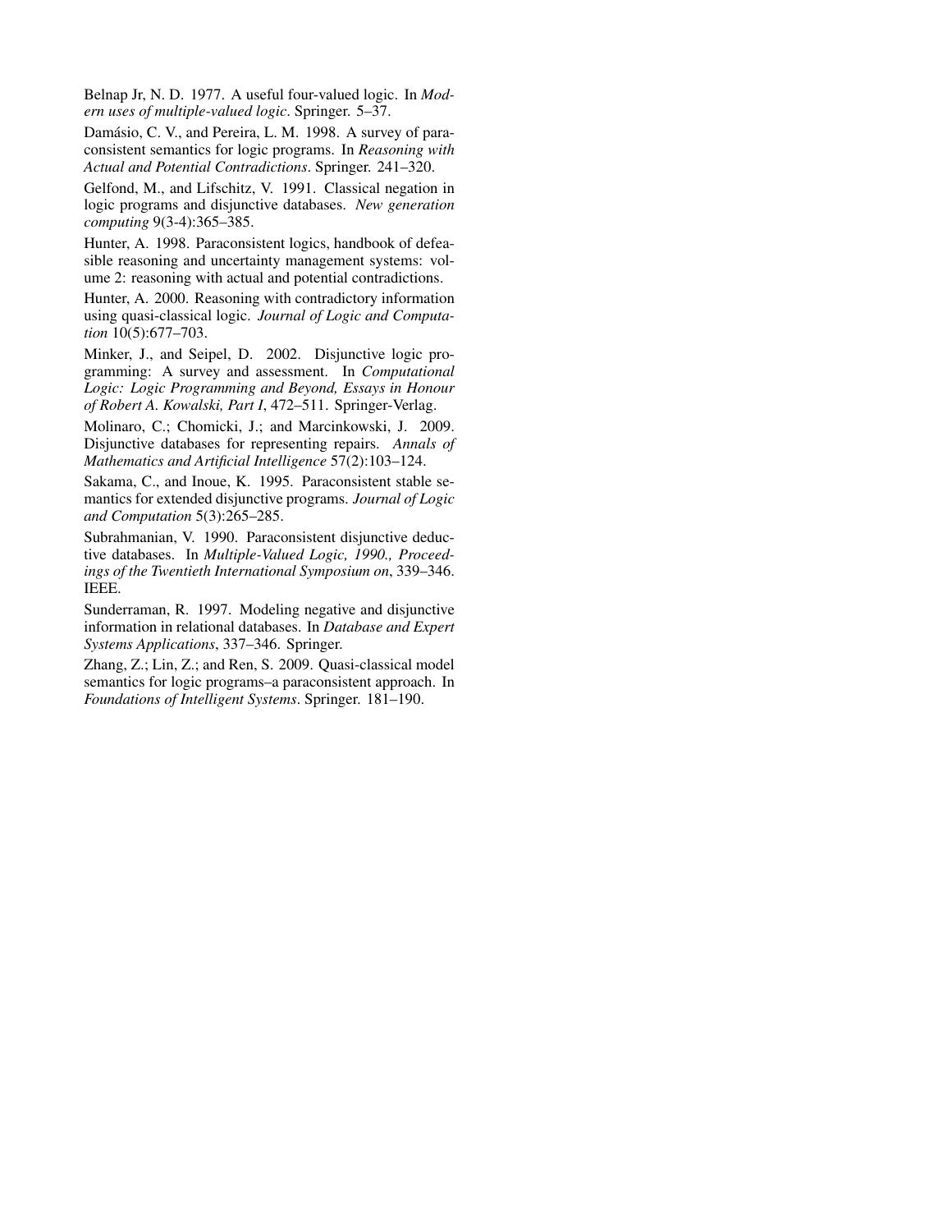Belnap Jr, N. D. 1977. A useful four-valued logic. In *Modern uses of multiple-valued logic*. Springer. 5–37.

Damásio, C. V., and Pereira, L. M. 1998. A survey of paraconsistent semantics for logic programs. In *Reasoning with Actual and Potential Contradictions*. Springer. 241–320.

Gelfond, M., and Lifschitz, V. 1991. Classical negation in logic programs and disjunctive databases. *New generation computing* 9(3-4):365–385.

Hunter, A. 1998. Paraconsistent logics, handbook of defeasible reasoning and uncertainty management systems: volume 2: reasoning with actual and potential contradictions.

Hunter, A. 2000. Reasoning with contradictory information using quasi-classical logic. *Journal of Logic and Computation* 10(5):677–703.

Minker, J., and Seipel, D. 2002. Disjunctive logic programming: A survey and assessment. In *Computational Logic: Logic Programming and Beyond, Essays in Honour of Robert A. Kowalski, Part I*, 472–511. Springer-Verlag.

Molinaro, C.; Chomicki, J.; and Marcinkowski, J. 2009. Disjunctive databases for representing repairs. *Annals of Mathematics and Artificial Intelligence* 57(2):103–124.

Sakama, C., and Inoue, K. 1995. Paraconsistent stable semantics for extended disjunctive programs. *Journal of Logic and Computation* 5(3):265–285.

Subrahmanian, V. 1990. Paraconsistent disjunctive deductive databases. In *Multiple-Valued Logic, 1990., Proceedings of the Twentieth International Symposium on*, 339–346. IEEE.

Sunderraman, R. 1997. Modeling negative and disjunctive information in relational databases. In *Database and Expert Systems Applications*, 337–346. Springer.

Zhang, Z.; Lin, Z.; and Ren, S. 2009. Quasi-classical model semantics for logic programs–a paraconsistent approach. In *Foundations of Intelligent Systems*. Springer. 181–190.